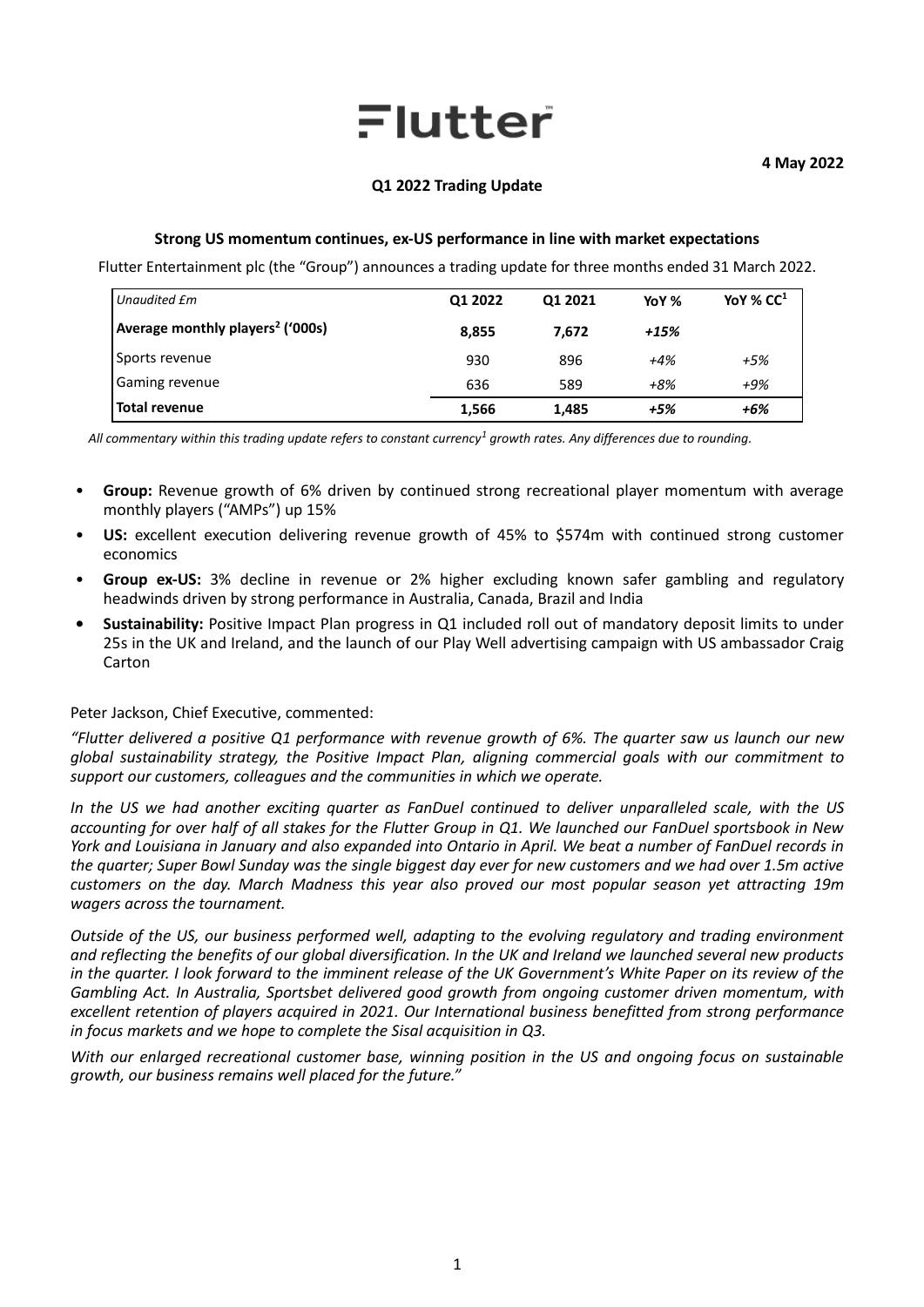# Flutter

**4 May 2022**

**Q1 2022 Trading Update**

**Strong US momentum continues, ex-US performance in line with market expectations**

Flutter Entertainment plc (the "Group") announces a trading update for three months ended 31 March 2022.

| *Unaudited £m* | Q1 2022 | Q1 2021 | YoY % | YoY % CC[1] |
|---|---|---|---|---|
| **Average monthly players[2] ('000s)** | **8,855** | **7,672** | ***+15%*** | |
| Sports revenue | 930 | 896 | *+4%* | *+5%* |
| Gaming revenue | 636 | 589 | *+8%* | *+9%* |
| **Total revenue** | **1,566** | **1,485** | ***+5%*** | ***+6%*** |

*All commentary within this trading update refers to constant currency[1] growth rates. Any differences due to rounding.*

- **Group:** Revenue growth of 6% driven by continued strong recreational player momentum with average monthly players ("AMPs") up 15%
- **US:** excellent execution delivering revenue growth of 45% to $574m with continued strong customer economics
- **Group ex-US:** 3% decline in revenue or 2% higher excluding known safer gambling and regulatory headwinds driven by strong performance in Australia, Canada, Brazil and India
- **Sustainability:** Positive Impact Plan progress in Q1 included roll out of mandatory deposit limits to under 25s in the UK and Ireland, and the launch of our Play Well advertising campaign with US ambassador Craig Carton

Peter Jackson, Chief Executive, commented:

*"Flutter delivered a positive Q1 performance with revenue growth of 6%. The quarter saw us launch our new global sustainability strategy, the Positive Impact Plan, aligning commercial goals with our commitment to support our customers, colleagues and the communities in which we operate.*

*In the US we had another exciting quarter as FanDuel continued to deliver unparalleled scale, with the US accounting for over half of all stakes for the Flutter Group in Q1. We launched our FanDuel sportsbook in New York and Louisiana in January and also expanded into Ontario in April. We beat a number of FanDuel records in the quarter; Super Bowl Sunday was the single biggest day ever for new customers and we had over 1.5m active customers on the day. March Madness this year also proved our most popular season yet attracting 19m wagers across the tournament.*

*Outside of the US, our business performed well, adapting to the evolving regulatory and trading environment and reflecting the benefits of our global diversification. In the UK and Ireland we launched several new products in the quarter. I look forward to the imminent release of the UK Government's White Paper on its review of the Gambling Act. In Australia, Sportsbet delivered good growth from ongoing customer driven momentum, with excellent retention of players acquired in 2021. Our International business benefitted from strong performance in focus markets and we hope to complete the Sisal acquisition in Q3.*

*With our enlarged recreational customer base, winning position in the US and ongoing focus on sustainable growth, our business remains well placed for the future."*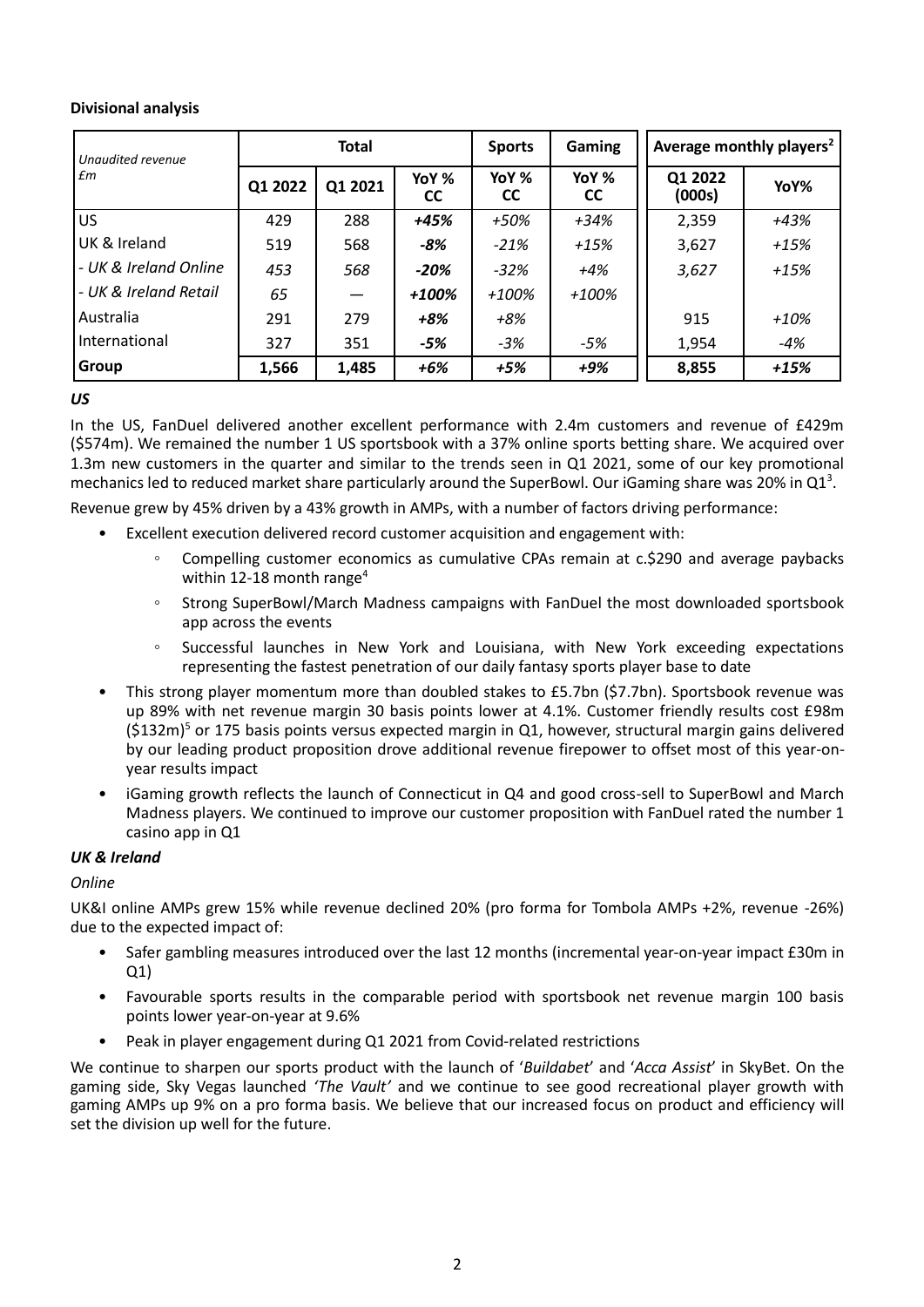**Divisional analysis**

| *Unaudited revenue £m* | Total | | | Sports | Gaming | Average monthly players[2] | |
|---|---|---|---|---|---|---|---|
| | Q1 2022 | Q1 2021 | YoY % CC | YoY % CC | YoY % CC | Q1 2022 (000s) | YoY% |
| US | 429 | 288 | ***+45%*** | *+50%* | *+34%* | 2,359 | *+43%* |
| UK & Ireland | 519 | 568 | ***-8%*** | *-21%* | *+15%* | 3,627 | *+15%* |
| *- UK & Ireland Online* | *453* | *568* | ***-20%*** | *-32%* | *+4%* | *3,627* | *+15%* |
| *- UK & Ireland Retail* | *65* | *—* | ***+100%*** | *+100%* | *+100%* | | |
| Australia | 291 | 279 | ***+8%*** | *+8%* | | 915 | *+10%* |
| International | 327 | 351 | ***-5%*** | *-3%* | *-5%* | 1,954 | *-4%* |
| **Group** | **1,566** | **1,485** | ***+6%*** | ***+5%*** | ***+9%*** | **8,855** | ***+15%*** |

***US***

In the US, FanDuel delivered another excellent performance with 2.4m customers and revenue of £429m ($574m). We remained the number 1 US sportsbook with a 37% online sports betting share. We acquired over 1.3m new customers in the quarter and similar to the trends seen in Q1 2021, some of our key promotional mechanics led to reduced market share particularly around the SuperBowl. Our iGaming share was 20% in Q1[3].

Revenue grew by 45% driven by a 43% growth in AMPs, with a number of factors driving performance:

- Excellent execution delivered record customer acquisition and engagement with:
  - Compelling customer economics as cumulative CPAs remain at c.$290 and average paybacks within 12-18 month range[4]
  - Strong SuperBowl/March Madness campaigns with FanDuel the most downloaded sportsbook app across the events
  - Successful launches in New York and Louisiana, with New York exceeding expectations representing the fastest penetration of our daily fantasy sports player base to date
- This strong player momentum more than doubled stakes to £5.7bn ($7.7bn). Sportsbook revenue was up 89% with net revenue margin 30 basis points lower at 4.1%. Customer friendly results cost £98m ($132m)[5] or 175 basis points versus expected margin in Q1, however, structural margin gains delivered by our leading product proposition drove additional revenue firepower to offset most of this year-on-year results impact
- iGaming growth reflects the launch of Connecticut in Q4 and good cross-sell to SuperBowl and March Madness players. We continued to improve our customer proposition with FanDuel rated the number 1 casino app in Q1

***UK & Ireland***

*Online*

UK&I online AMPs grew 15% while revenue declined 20% (pro forma for Tombola AMPs +2%, revenue -26%) due to the expected impact of:

- Safer gambling measures introduced over the last 12 months (incremental year-on-year impact £30m in Q1)
- Favourable sports results in the comparable period with sportsbook net revenue margin 100 basis points lower year-on-year at 9.6%
- Peak in player engagement during Q1 2021 from Covid-related restrictions

We continue to sharpen our sports product with the launch of '*Buildabet*' and '*Acca Assist*' in SkyBet. On the gaming side, Sky Vegas launched *'The Vault'* and we continue to see good recreational player growth with gaming AMPs up 9% on a pro forma basis. We believe that our increased focus on product and efficiency will set the division up well for the future.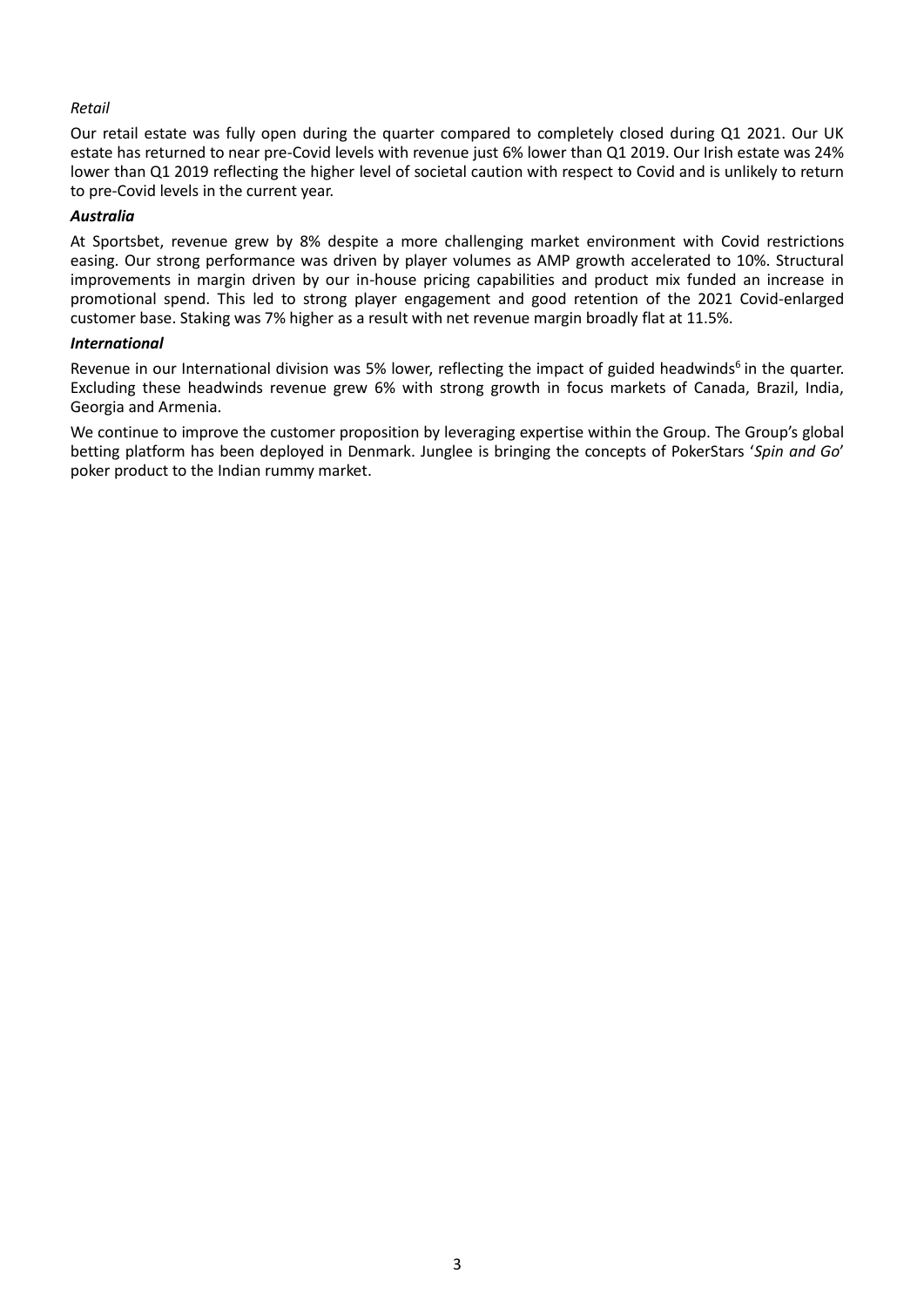*Retail*

Our retail estate was fully open during the quarter compared to completely closed during Q1 2021. Our UK estate has returned to near pre-Covid levels with revenue just 6% lower than Q1 2019. Our Irish estate was 24% lower than Q1 2019 reflecting the higher level of societal caution with respect to Covid and is unlikely to return to pre-Covid levels in the current year.

***Australia***

At Sportsbet, revenue grew by 8% despite a more challenging market environment with Covid restrictions easing. Our strong performance was driven by player volumes as AMP growth accelerated to 10%. Structural improvements in margin driven by our in-house pricing capabilities and product mix funded an increase in promotional spend. This led to strong player engagement and good retention of the 2021 Covid-enlarged customer base. Staking was 7% higher as a result with net revenue margin broadly flat at 11.5%.

***International***

Revenue in our International division was 5% lower, reflecting the impact of guided headwinds[6] in the quarter. Excluding these headwinds revenue grew 6% with strong growth in focus markets of Canada, Brazil, India, Georgia and Armenia.

We continue to improve the customer proposition by leveraging expertise within the Group. The Group's global betting platform has been deployed in Denmark. Junglee is bringing the concepts of PokerStars '*Spin and Go*' poker product to the Indian rummy market.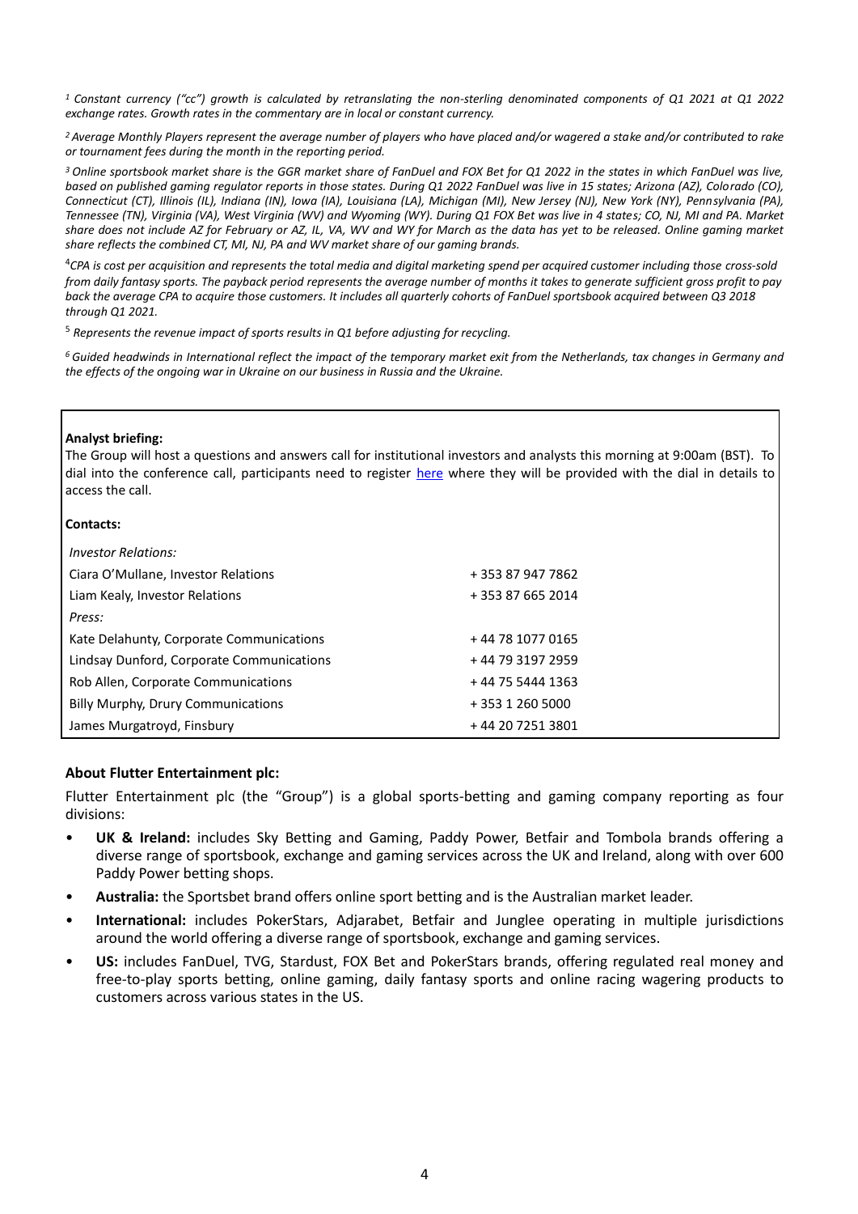*[1] Constant currency ("cc") growth is calculated by retranslating the non-sterling denominated components of Q1 2021 at Q1 2022 exchange rates. Growth rates in the commentary are in local or constant currency.*

*[2] Average Monthly Players represent the average number of players who have placed and/or wagered a stake and/or contributed to rake or tournament fees during the month in the reporting period.*

*[3] Online sportsbook market share is the GGR market share of FanDuel and FOX Bet for Q1 2022 in the states in which FanDuel was live, based on published gaming regulator reports in those states. During Q1 2022 FanDuel was live in 15 states; Arizona (AZ), Colorado (CO), Connecticut (CT), Illinois (IL), Indiana (IN), Iowa (IA), Louisiana (LA), Michigan (MI), New Jersey (NJ), New York (NY), Pennsylvania (PA), Tennessee (TN), Virginia (VA), West Virginia (WV) and Wyoming (WY). During Q1 FOX Bet was live in 4 states; CO, NJ, MI and PA. Market share does not include AZ for February or AZ, IL, VA, WV and WY for March as the data has yet to be released. Online gaming market share reflects the combined CT, MI, NJ, PA and WV market share of our gaming brands.*

*[4] CPA is cost per acquisition and represents the total media and digital marketing spend per acquired customer including those cross-sold from daily fantasy sports. The payback period represents the average number of months it takes to generate sufficient gross profit to pay back the average CPA to acquire those customers. It includes all quarterly cohorts of FanDuel sportsbook acquired between Q3 2018 through Q1 2021.*

*[5] Represents the revenue impact of sports results in Q1 before adjusting for recycling.*

*[6] Guided headwinds in International reflect the impact of the temporary market exit from the Netherlands, tax changes in Germany and the effects of the ongoing war in Ukraine on our business in Russia and the Ukraine.*

**Analyst briefing:**

The Group will host a questions and answers call for institutional investors and analysts this morning at 9:00am (BST). To dial into the conference call, participants need to register here where they will be provided with the dial in details to access the call.

**Contacts:**

| | |
|---|---|
| *Investor Relations:* | |
| Ciara O'Mullane, Investor Relations | + 353 87 947 7862 |
| Liam Kealy, Investor Relations | + 353 87 665 2014 |
| *Press:* | |
| Kate Delahunty, Corporate Communications | + 44 78 1077 0165 |
| Lindsay Dunford, Corporate Communications | + 44 79 3197 2959 |
| Rob Allen, Corporate Communications | + 44 75 5444 1363 |
| Billy Murphy, Drury Communications | + 353 1 260 5000 |
| James Murgatroyd, Finsbury | + 44 20 7251 3801 |

## About Flutter Entertainment plc:

Flutter Entertainment plc (the "Group") is a global sports-betting and gaming company reporting as four divisions:

- **UK & Ireland:** includes Sky Betting and Gaming, Paddy Power, Betfair and Tombola brands offering a diverse range of sportsbook, exchange and gaming services across the UK and Ireland, along with over 600 Paddy Power betting shops.
- **Australia:** the Sportsbet brand offers online sport betting and is the Australian market leader.
- **International:** includes PokerStars, Adjarabet, Betfair and Junglee operating in multiple jurisdictions around the world offering a diverse range of sportsbook, exchange and gaming services.
- **US:** includes FanDuel, TVG, Stardust, FOX Bet and PokerStars brands, offering regulated real money and free-to-play sports betting, online gaming, daily fantasy sports and online racing wagering products to customers across various states in the US.